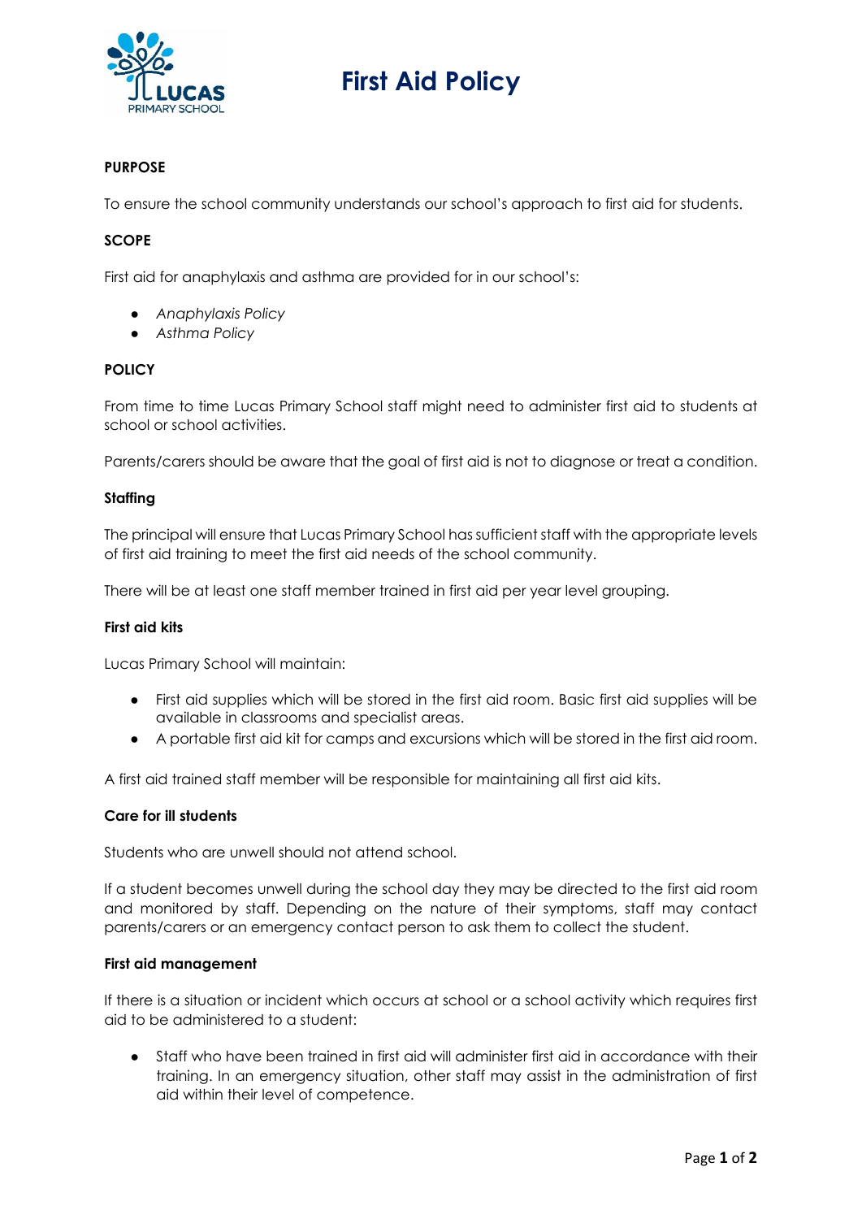# First Aid Policy

## PURPOSE

To ensure the school community understands our school's approach to first aid for students.

## SCOPE

First aid for anaphylaxis and asthma are provided for in our school's:

- *Anaphylaxis Policy*
- *Asthma Policy*

## POLICY

From time to time Lucas Primary School staff might need to administer first aid to students at school or school activities.

Parents/carers should be aware that the goal of first aid is not to diagnose or treat a condition.

### Staffing

The principal will ensure that Lucas Primary School has sufficient staff with the appropriate levels of first aid training to meet the first aid needs of the school community.

There will be at least one staff member trained in first aid per year level grouping.

### First aid kits

Lucas Primary School will maintain:

- First aid supplies which will be stored in the first aid room. Basic first aid supplies will be available in classrooms and specialist areas.
- A portable first aid kit for camps and excursions which will be stored in the first aid room.

A first aid trained staff member will be responsible for maintaining all first aid kits.

### Care for ill students

Students who are unwell should not attend school.

If a student becomes unwell during the school day they may be directed to the first aid room and monitored by staff. Depending on the nature of their symptoms, staff may contact parents/carers or an emergency contact person to ask them to collect the student.

### First aid management

If there is a situation or incident which occurs at school or a school activity which requires first aid to be administered to a student:

- Staff who have been trained in first aid will administer first aid in accordance with their training. In an emergency situation, other staff may assist in the administration of first aid within their level of competence.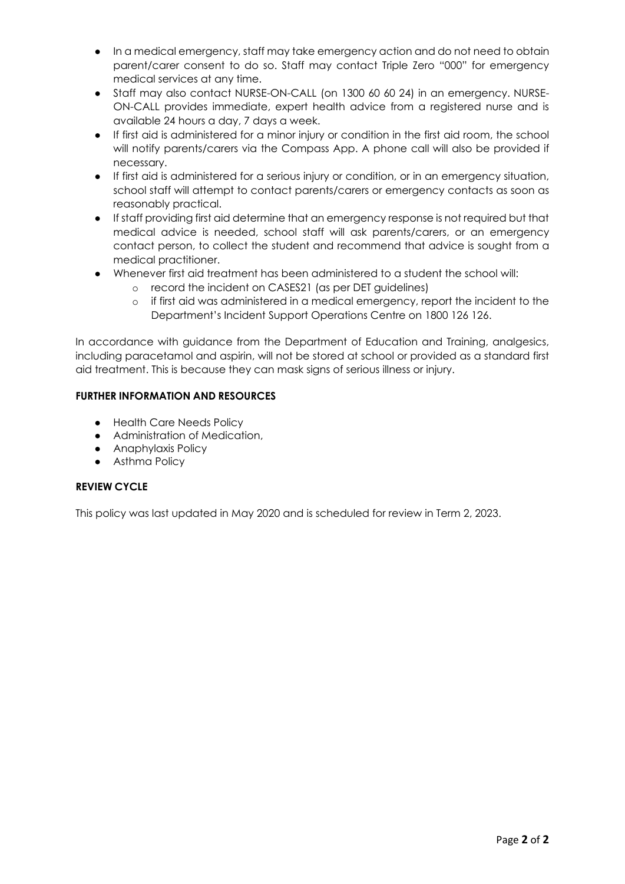- In a medical emergency, staff may take emergency action and do not need to obtain parent/carer consent to do so. Staff may contact Triple Zero "000" for emergency medical services at any time.
- Staff may also contact NURSE-ON-CALL (on 1300 60 60 24) in an emergency. NURSE-ON-CALL provides immediate, expert health advice from a registered nurse and is available 24 hours a day, 7 days a week.
- If first aid is administered for a minor injury or condition in the first aid room, the school will notify parents/carers via the Compass App. A phone call will also be provided if necessary.
- If first aid is administered for a serious injury or condition, or in an emergency situation, school staff will attempt to contact parents/carers or emergency contacts as soon as reasonably practical.
- If staff providing first aid determine that an emergency response is not required but that medical advice is needed, school staff will ask parents/carers, or an emergency contact person, to collect the student and recommend that advice is sought from a medical practitioner.
- Whenever first aid treatment has been administered to a student the school will:
  - record the incident on CASES21 (as per DET guidelines)
  - if first aid was administered in a medical emergency, report the incident to the Department's Incident Support Operations Centre on 1800 126 126.

In accordance with guidance from the Department of Education and Training, analgesics, including paracetamol and aspirin, will not be stored at school or provided as a standard first aid treatment. This is because they can mask signs of serious illness or injury.

**FURTHER INFORMATION AND RESOURCES**

- Health Care Needs Policy
- Administration of Medication,
- Anaphylaxis Policy
- Asthma Policy

**REVIEW CYCLE**

This policy was last updated in May 2020 and is scheduled for review in Term 2, 2023.